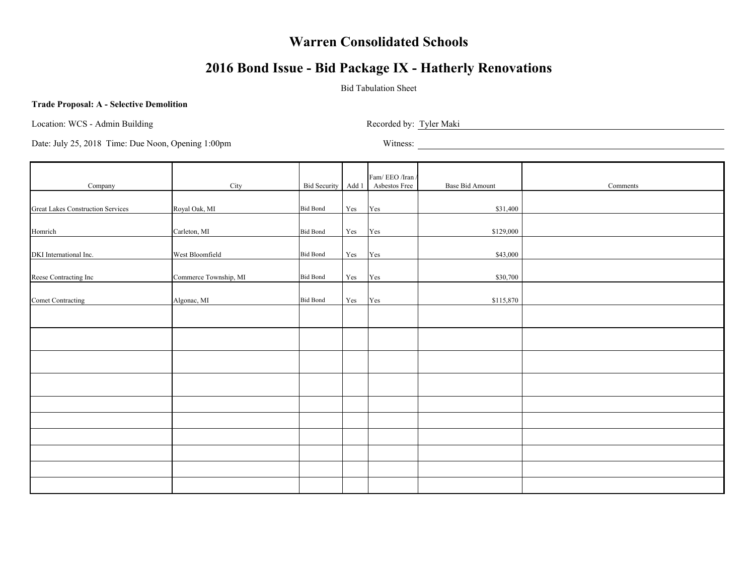# Warren Consolidated Schools

## 2016 Bond Issue - Bid Package IX - Hatherly Renovations

Bid Tabulation Sheet

**Trade Proposal: A - Selective Demolition**

Location: WCS - Admin Building

Recorded by: Tyler Maki

Date: July 25, 2018 Time: Due Noon, Opening 1:00pm

Witness:

| Company | City | Bid Security | Add 1 | Fam/ EEO /Iran / Asbestos Free | Base Bid Amount | Comments |
|---|---|---|---|---|---|---|
| Great Lakes Construction Services | Royal Oak, MI | Bid Bond | Yes | Yes | $31,400 | |
| Homrich | Carleton, MI | Bid Bond | Yes | Yes | $129,000 | |
| DKI International Inc. | West Bloomfield | Bid Bond | Yes | Yes | $43,000 | |
| Reese Contracting Inc | Commerce Township, MI | Bid Bond | Yes | Yes | $30,700 | |
| Comet Contracting | Algonac, MI | Bid Bond | Yes | Yes | $115,870 | |
| | | | | | | |
| | | | | | | |
| | | | | | | |
| | | | | | | |
| | | | | | | |
| | | | | | | |
| | | | | | | |
| | | | | | | |
| | | | | | | |
| | | | | | | |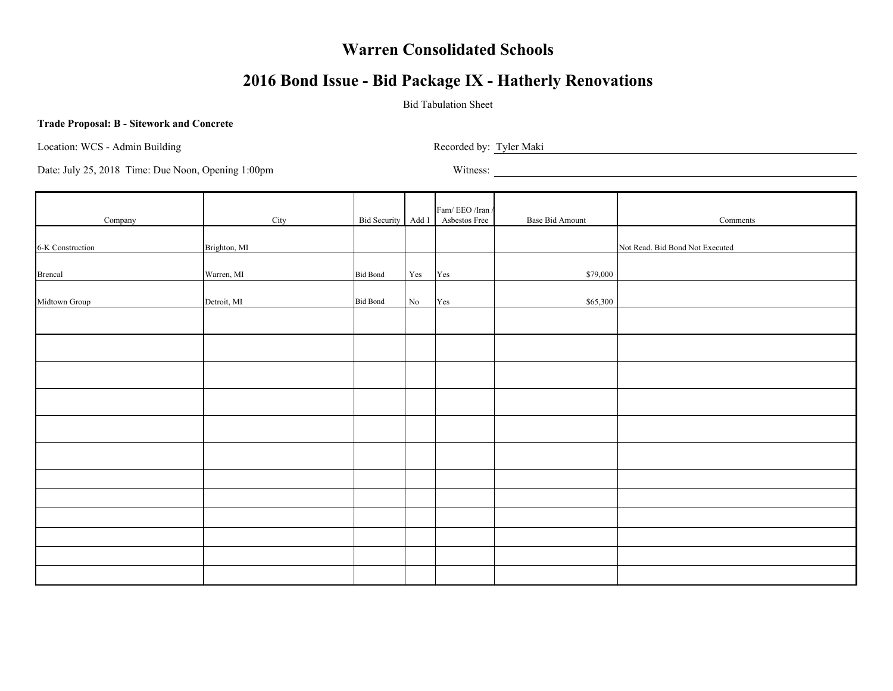# Warren Consolidated Schools

## 2016 Bond Issue - Bid Package IX - Hatherly Renovations

Bid Tabulation Sheet

**Trade Proposal: B - Sitework and Concrete**

Location: WCS - Admin Building

Recorded by: Tyler Maki

Date: July 25, 2018 Time: Due Noon, Opening 1:00pm

Witness:

| Company | City | Bid Security | Add 1 | Fam/ EEO /Iran / Asbestos Free | Base Bid Amount | Comments |
|---|---|---|---|---|---|---|
| 6-K Construction | Brighton, MI | | | | | Not Read. Bid Bond Not Executed |
| Brencal | Warren, MI | Bid Bond | Yes | Yes | $79,000 | |
| Midtown Group | Detroit, MI | Bid Bond | No | Yes | $65,300 | |
| | | | | | | |
| | | | | | | |
| | | | | | | |
| | | | | | | |
| | | | | | | |
| | | | | | | |
| | | | | | | |
| | | | | | | |
| | | | | | | |
| | | | | | | |
| | | | | | | |
| | | | | | | |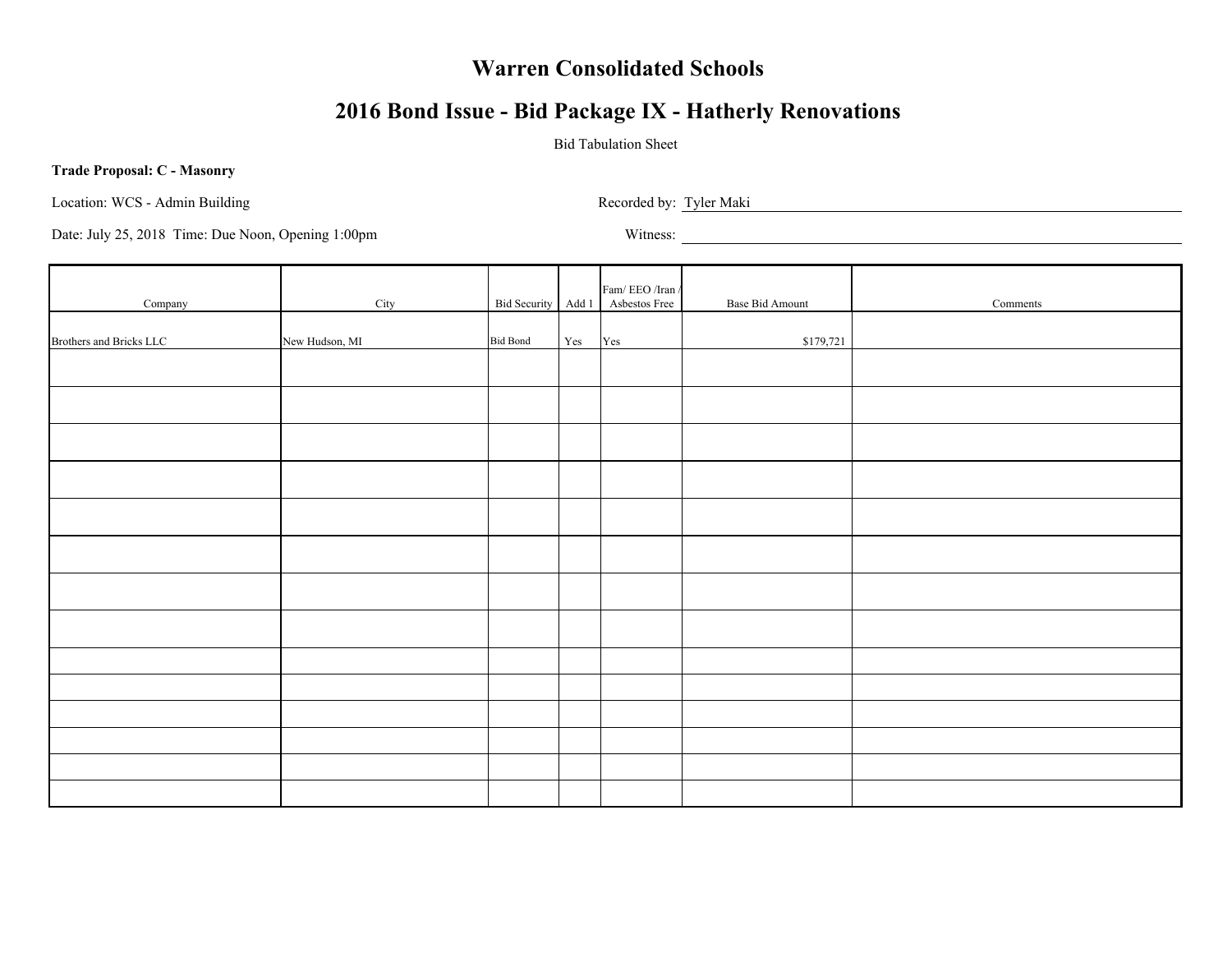# Warren Consolidated Schools

## 2016 Bond Issue - Bid Package IX - Hatherly Renovations

Bid Tabulation Sheet

**Trade Proposal: C - Masonry**

Location: WCS - Admin Building

Recorded by: Tyler Maki

Date: July 25, 2018 Time: Due Noon, Opening 1:00pm

Witness:

| Company | City | Bid Security | Add 1 | Fam/ EEO /Iran / Asbestos Free | Base Bid Amount | Comments |
|---|---|---|---|---|---|---|
| Brothers and Bricks LLC | New Hudson, MI | Bid Bond | Yes | Yes | $179,721 | |
| | | | | | | |
| | | | | | | |
| | | | | | | |
| | | | | | | |
| | | | | | | |
| | | | | | | |
| | | | | | | |
| | | | | | | |
| | | | | | | |
| | | | | | | |
| | | | | | | |
| | | | | | | |
| | | | | | | |
| | | | | | | |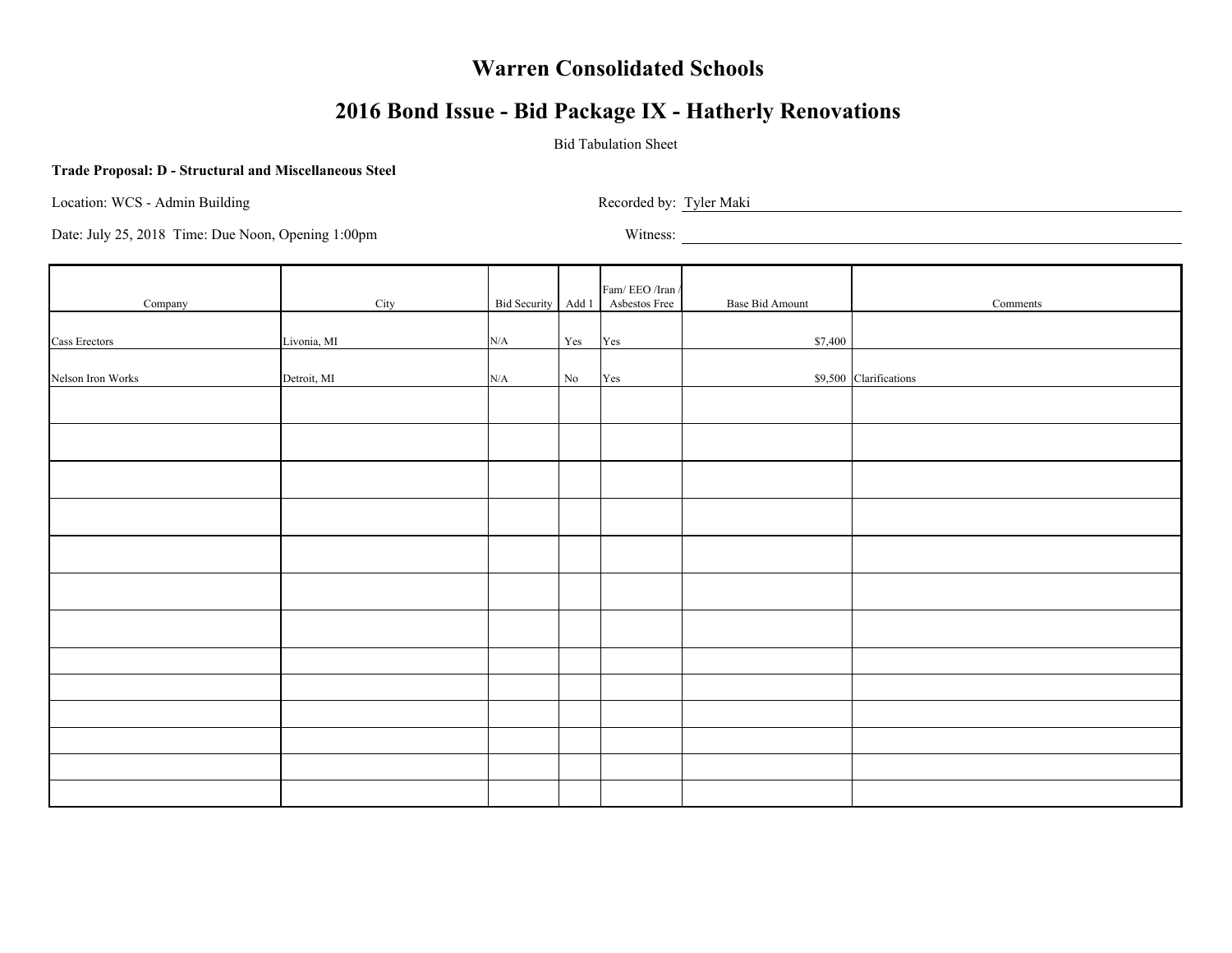# Warren Consolidated Schools

## 2016 Bond Issue - Bid Package IX - Hatherly Renovations

Bid Tabulation Sheet

**Trade Proposal: D - Structural and Miscellaneous Steel**

Location: WCS - Admin Building

Recorded by: Tyler Maki

Date: July 25, 2018 Time: Due Noon, Opening 1:00pm

Witness:

| Company | City | Bid Security | Add 1 | Fam/ EEO /Iran / Asbestos Free | Base Bid Amount | Comments |
|---|---|---|---|---|---|---|
| Cass Erectors | Livonia, MI | N/A | Yes | Yes | $7,400 | |
| Nelson Iron Works | Detroit, MI | N/A | No | Yes | $9,500 | Clarifications |
| | | | | | | |
| | | | | | | |
| | | | | | | |
| | | | | | | |
| | | | | | | |
| | | | | | | |
| | | | | | | |
| | | | | | | |
| | | | | | | |
| | | | | | | |
| | | | | | | |
| | | | | | | |
| | | | | | | |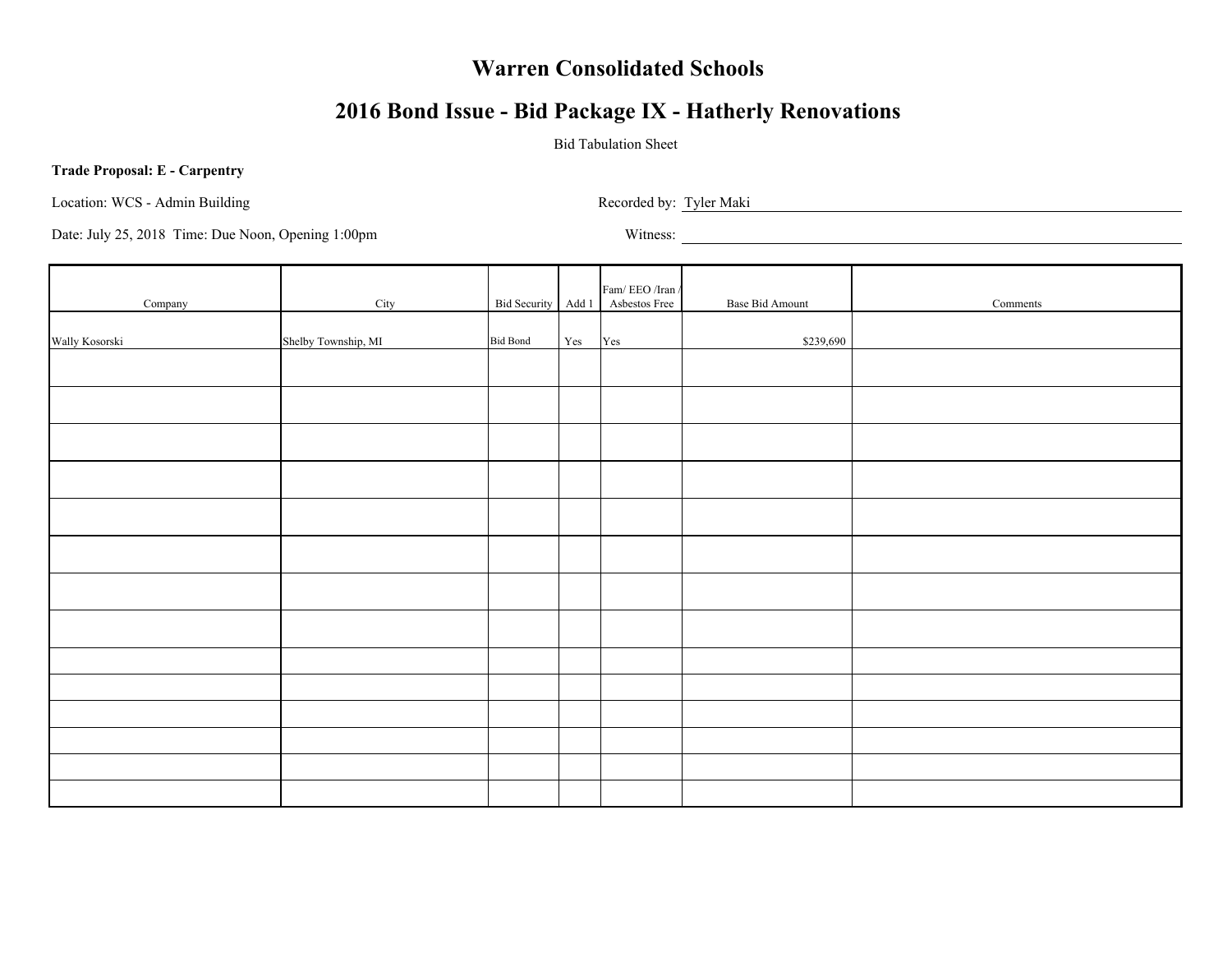# Warren Consolidated Schools

## 2016 Bond Issue - Bid Package IX - Hatherly Renovations

Bid Tabulation Sheet

**Trade Proposal: E - Carpentry**

Location: WCS - Admin Building

Recorded by: Tyler Maki

Date: July 25, 2018 Time: Due Noon, Opening 1:00pm

Witness:

| Company | City | Bid Security | Add 1 | Fam/ EEO /Iran / Asbestos Free | Base Bid Amount | Comments |
|---|---|---|---|---|---|---|
| Wally Kosorski | Shelby Township, MI | Bid Bond | Yes | Yes | $239,690 | |
| | | | | | | |
| | | | | | | |
| | | | | | | |
| | | | | | | |
| | | | | | | |
| | | | | | | |
| | | | | | | |
| | | | | | | |
| | | | | | | |
| | | | | | | |
| | | | | | | |
| | | | | | | |
| | | | | | | |
| | | | | | | |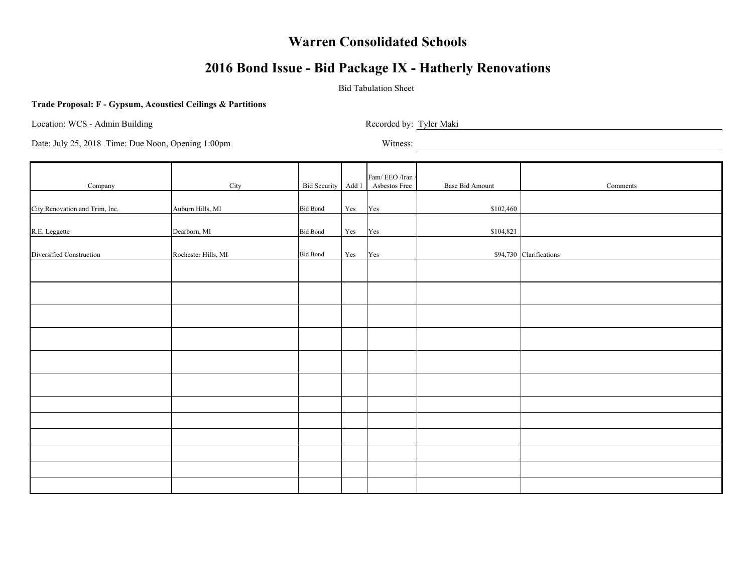# Warren Consolidated Schools

## 2016 Bond Issue - Bid Package IX - Hatherly Renovations

Bid Tabulation Sheet

**Trade Proposal: F - Gypsum, Acousticsl Ceilings & Partitions**

Location: WCS - Admin Building

Recorded by: Tyler Maki

Date: July 25, 2018 Time: Due Noon, Opening 1:00pm

Witness:

| Company | City | Bid Security | Add 1 | Fam/ EEO /Iran / Asbestos Free | Base Bid Amount | Comments |
|---|---|---|---|---|---|---|
| City Renovation and Trim, Inc. | Auburn Hills, MI | Bid Bond | Yes | Yes | $102,460 | |
| R.E. Leggette | Dearborn, MI | Bid Bond | Yes | Yes | $104,821 | |
| Diversified Construction | Rochester Hills, MI | Bid Bond | Yes | Yes | $94,730 | Clarifications |
| | | | | | | |
| | | | | | | |
| | | | | | | |
| | | | | | | |
| | | | | | | |
| | | | | | | |
| | | | | | | |
| | | | | | | |
| | | | | | | |
| | | | | | | |
| | | | | | | |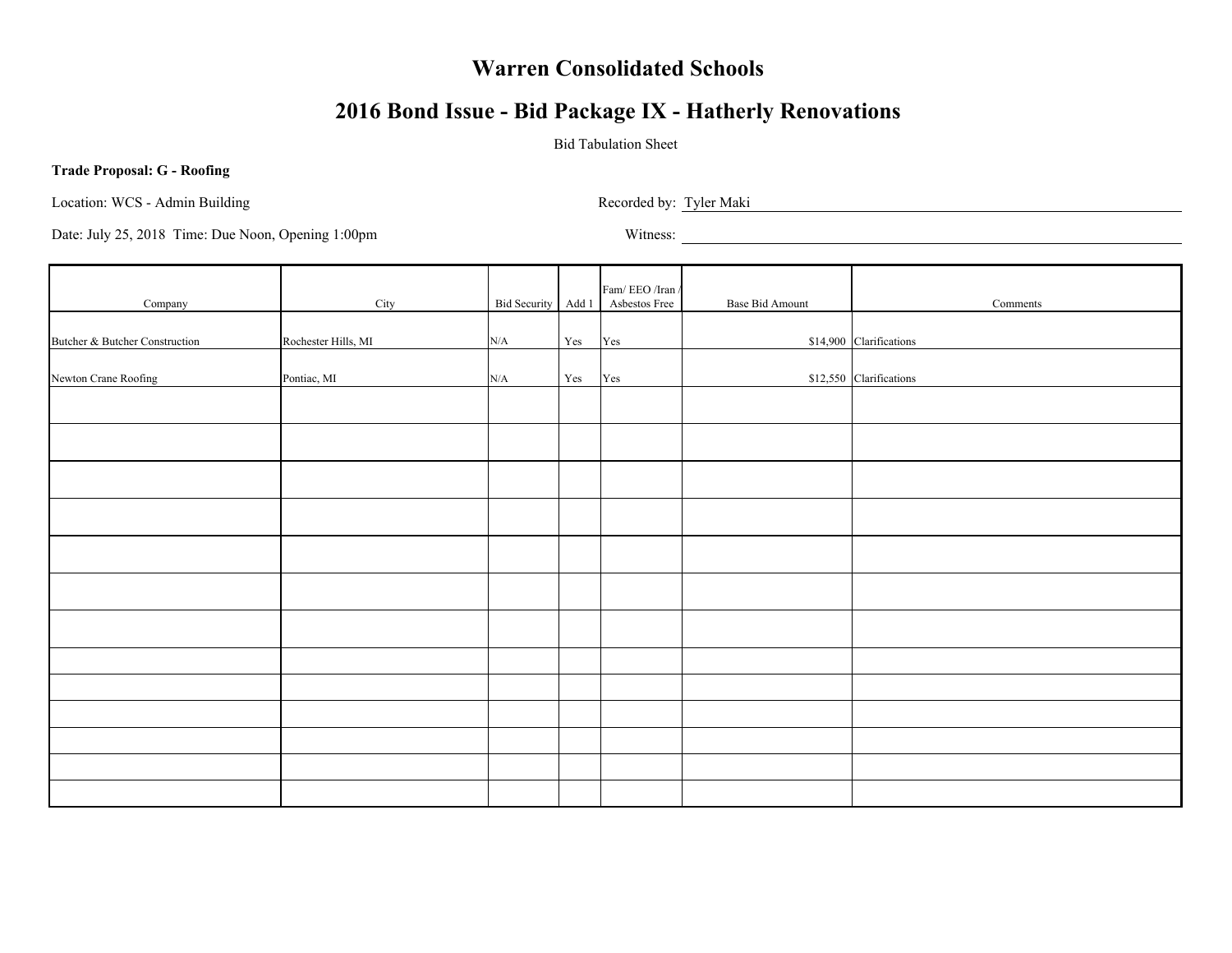# Warren Consolidated Schools

## 2016 Bond Issue - Bid Package IX - Hatherly Renovations

Bid Tabulation Sheet

**Trade Proposal: G - Roofing**

Location: WCS - Admin Building

Recorded by: Tyler Maki

Date: July 25, 2018 Time: Due Noon, Opening 1:00pm

Witness:

| Company | City | Bid Security | Add 1 | Fam/ EEO /Iran / Asbestos Free | Base Bid Amount | Comments |
|---|---|---|---|---|---|---|
| Butcher & Butcher Construction | Rochester Hills, MI | N/A | Yes | Yes | $14,900 | Clarifications |
| Newton Crane Roofing | Pontiac, MI | N/A | Yes | Yes | $12,550 | Clarifications |
| | | | | | | |
| | | | | | | |
| | | | | | | |
| | | | | | | |
| | | | | | | |
| | | | | | | |
| | | | | | | |
| | | | | | | |
| | | | | | | |
| | | | | | | |
| | | | | | | |
| | | | | | | |
| | | | | | | |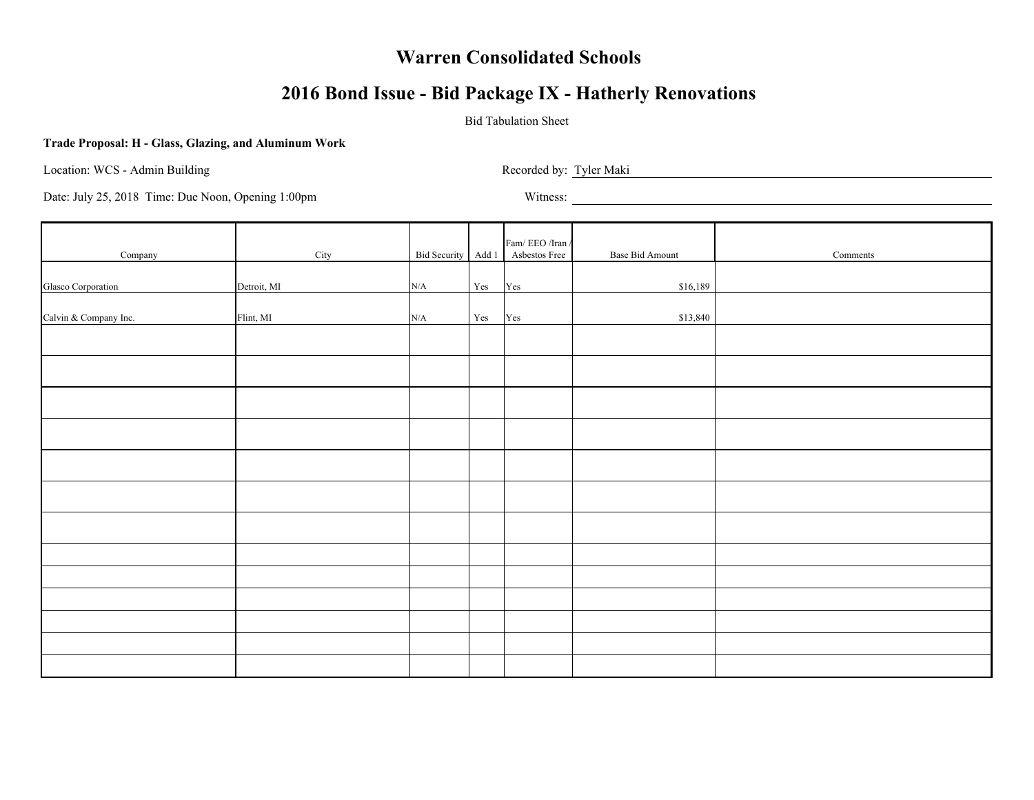# Warren Consolidated Schools

## 2016 Bond Issue - Bid Package IX - Hatherly Renovations

Bid Tabulation Sheet

**Trade Proposal: H - Glass, Glazing, and Aluminum Work**

Location: WCS - Admin Building

Recorded by: Tyler Maki

Date: July 25, 2018  Time: Due Noon, Opening 1:00pm

Witness:

| Company | City | Bid Security | Add 1 | Fam/ EEO /Iran / Asbestos Free | Base Bid Amount | Comments |
|---|---|---|---|---|---|---|
| Glasco Corporation | Detroit, MI | N/A | Yes | Yes | $16,189 | |
| Calvin & Company Inc. | Flint, MI | N/A | Yes | Yes | $13,840 | |
| | | | | | | |
| | | | | | | |
| | | | | | | |
| | | | | | | |
| | | | | | | |
| | | | | | | |
| | | | | | | |
| | | | | | | |
| | | | | | | |
| | | | | | | |
| | | | | | | |
| | | | | | | |
| | | | | | | |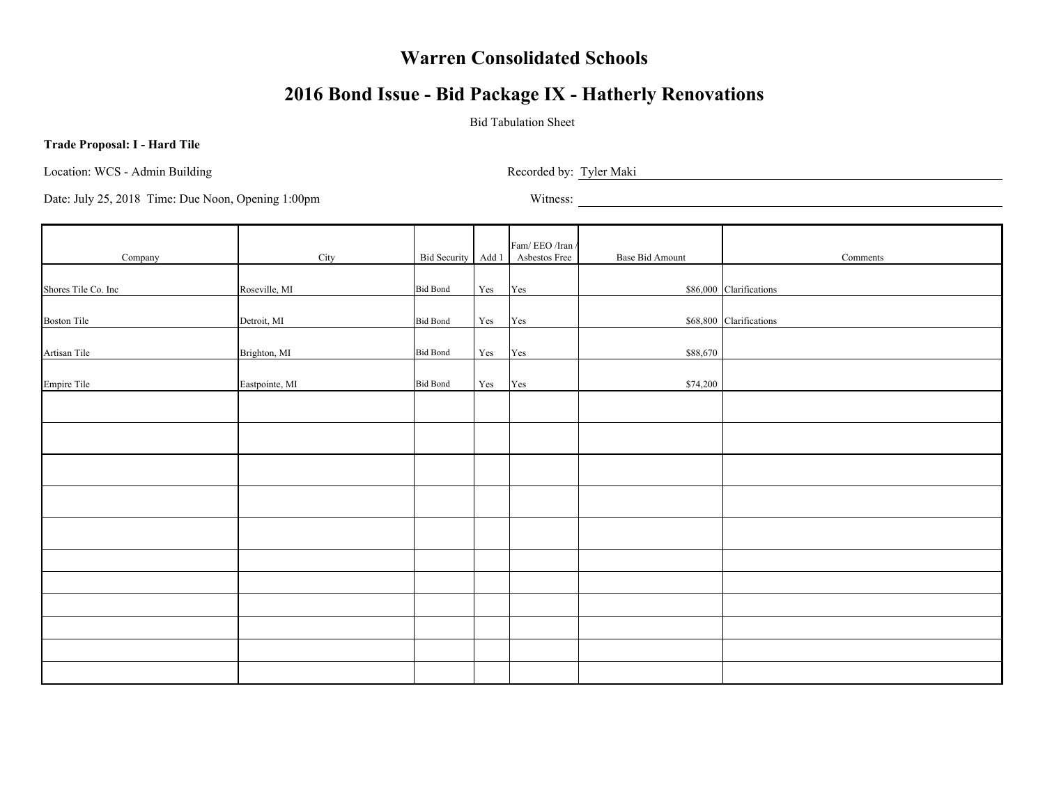# Warren Consolidated Schools

## 2016 Bond Issue - Bid Package IX - Hatherly Renovations

Bid Tabulation Sheet

**Trade Proposal: I - Hard Tile**

Location: WCS - Admin Building

Recorded by: Tyler Maki

Date: July 25, 2018 Time: Due Noon, Opening 1:00pm

Witness:

| Company | City | Bid Security | Add 1 | Fam/ EEO /Iran / Asbestos Free | Base Bid Amount | Comments |
|---|---|---|---|---|---|---|
| Shores Tile Co. Inc | Roseville, MI | Bid Bond | Yes | Yes | $86,000 | Clarifications |
| Boston Tile | Detroit, MI | Bid Bond | Yes | Yes | $68,800 | Clarifications |
| Artisan Tile | Brighton, MI | Bid Bond | Yes | Yes | $88,670 | |
| Empire Tile | Eastpointe, MI | Bid Bond | Yes | Yes | $74,200 | |
| | | | | | | |
| | | | | | | |
| | | | | | | |
| | | | | | | |
| | | | | | | |
| | | | | | | |
| | | | | | | |
| | | | | | | |
| | | | | | | |
| | | | | | | |
| | | | | | | |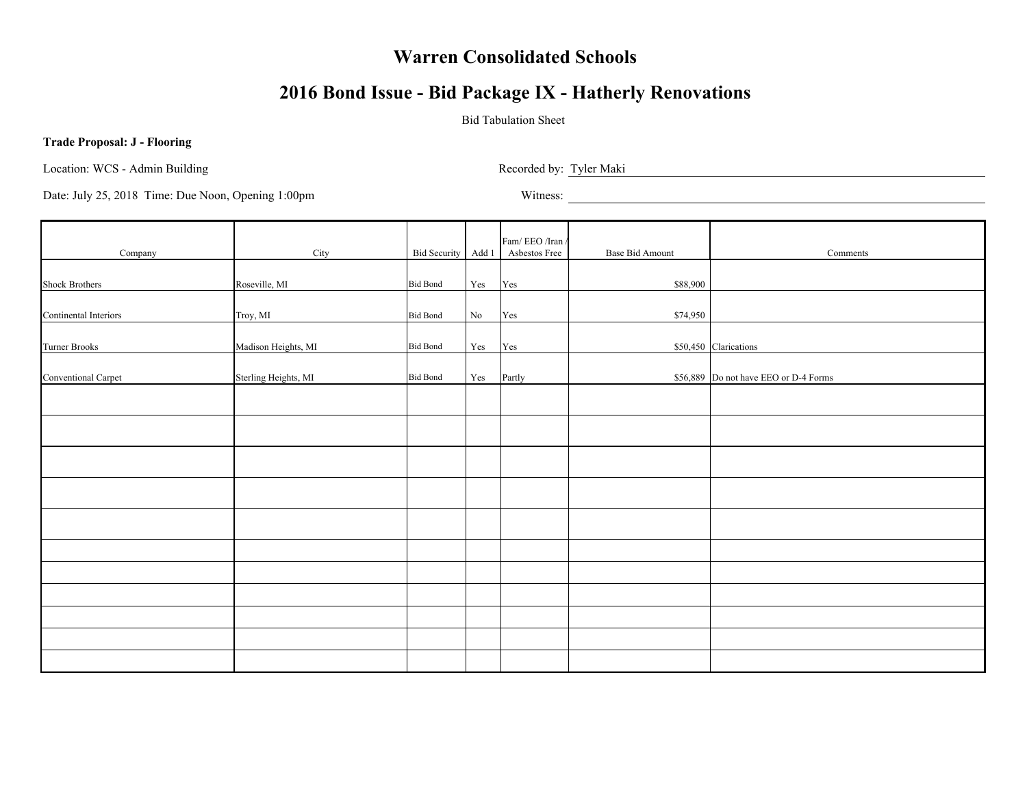# Warren Consolidated Schools

## 2016 Bond Issue - Bid Package IX - Hatherly Renovations

Bid Tabulation Sheet

**Trade Proposal: J - Flooring**

Location: WCS - Admin Building

Recorded by: Tyler Maki

Date: July 25, 2018 Time: Due Noon, Opening 1:00pm

Witness:

| Company | City | Bid Security | Add 1 | Fam/ EEO /Iran / Asbestos Free | Base Bid Amount | Comments |
|---|---|---|---|---|---|---|
| Shock Brothers | Roseville, MI | Bid Bond | Yes | Yes | $88,900 | |
| Continental Interiors | Troy, MI | Bid Bond | No | Yes | $74,950 | |
| Turner Brooks | Madison Heights, MI | Bid Bond | Yes | Yes | $50,450 | Clarications |
| Conventional Carpet | Sterling Heights, MI | Bid Bond | Yes | Partly | $56,889 | Do not have EEO or D-4 Forms |
| | | | | | | |
| | | | | | | |
| | | | | | | |
| | | | | | | |
| | | | | | | |
| | | | | | | |
| | | | | | | |
| | | | | | | |
| | | | | | | |
| | | | | | | |
| | | | | | | |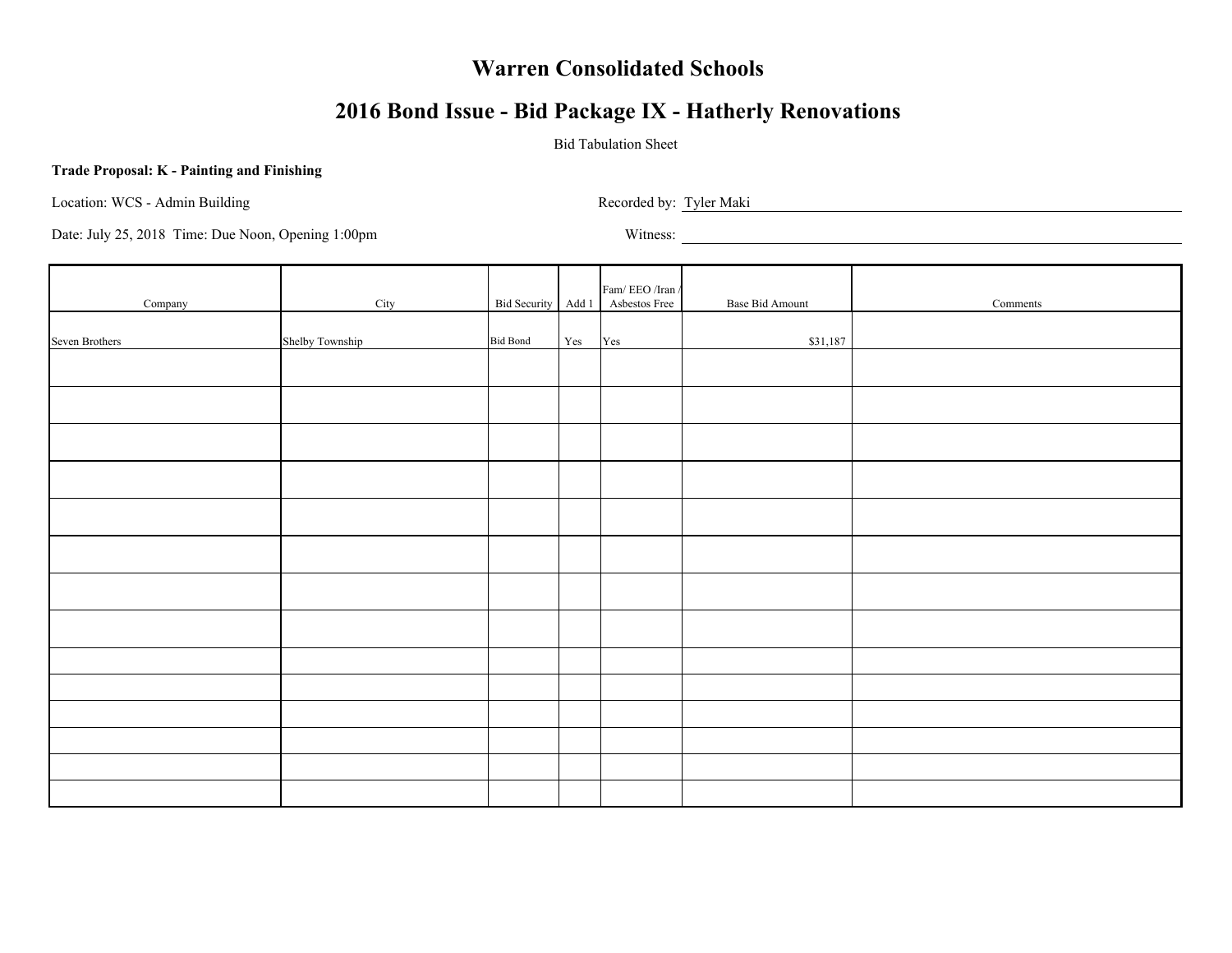# Warren Consolidated Schools

## 2016 Bond Issue - Bid Package IX - Hatherly Renovations

Bid Tabulation Sheet

**Trade Proposal: K - Painting and Finishing**

Location: WCS - Admin Building

Recorded by: Tyler Maki

Date: July 25, 2018 Time: Due Noon, Opening 1:00pm

Witness:

| Company | City | Bid Security | Add 1 | Fam/ EEO /Iran / Asbestos Free | Base Bid Amount | Comments |
|---|---|---|---|---|---|---|
| Seven Brothers | Shelby Township | Bid Bond | Yes | Yes | $31,187 | |
| | | | | | | |
| | | | | | | |
| | | | | | | |
| | | | | | | |
| | | | | | | |
| | | | | | | |
| | | | | | | |
| | | | | | | |
| | | | | | | |
| | | | | | | |
| | | | | | | |
| | | | | | | |
| | | | | | | |
| | | | | | | |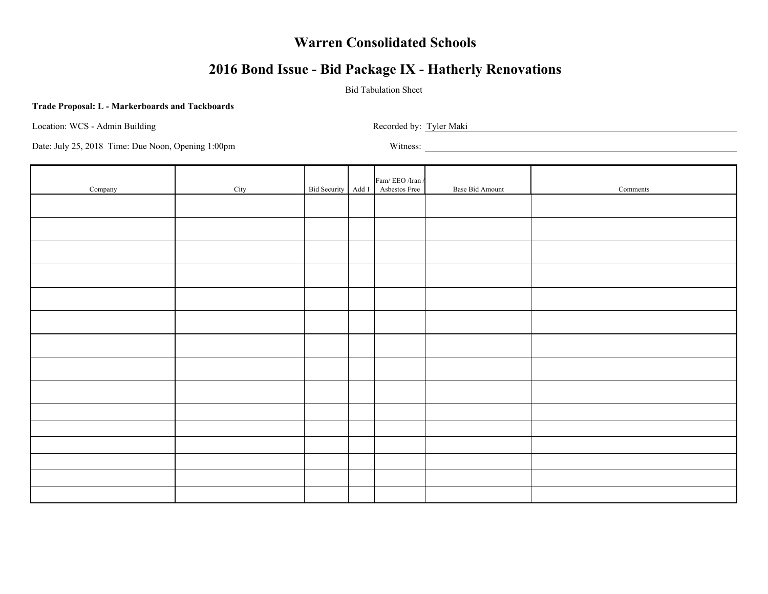# Warren Consolidated Schools

## 2016 Bond Issue - Bid Package IX - Hatherly Renovations

Bid Tabulation Sheet

**Trade Proposal: L - Markerboards and Tackboards**

Location: WCS - Admin Building

Recorded by: Tyler Maki

Date: July 25, 2018 Time: Due Noon, Opening 1:00pm

Witness:

| Company | City | Bid Security | Add 1 | Fam/ EEO /Iran / Asbestos Free | Base Bid Amount | Comments |
|---|---|---|---|---|---|---|
| | | | | | | |
| | | | | | | |
| | | | | | | |
| | | | | | | |
| | | | | | | |
| | | | | | | |
| | | | | | | |
| | | | | | | |
| | | | | | | |
| | | | | | | |
| | | | | | | |
| | | | | | | |
| | | | | | | |
| | | | | | | |
| | | | | | | |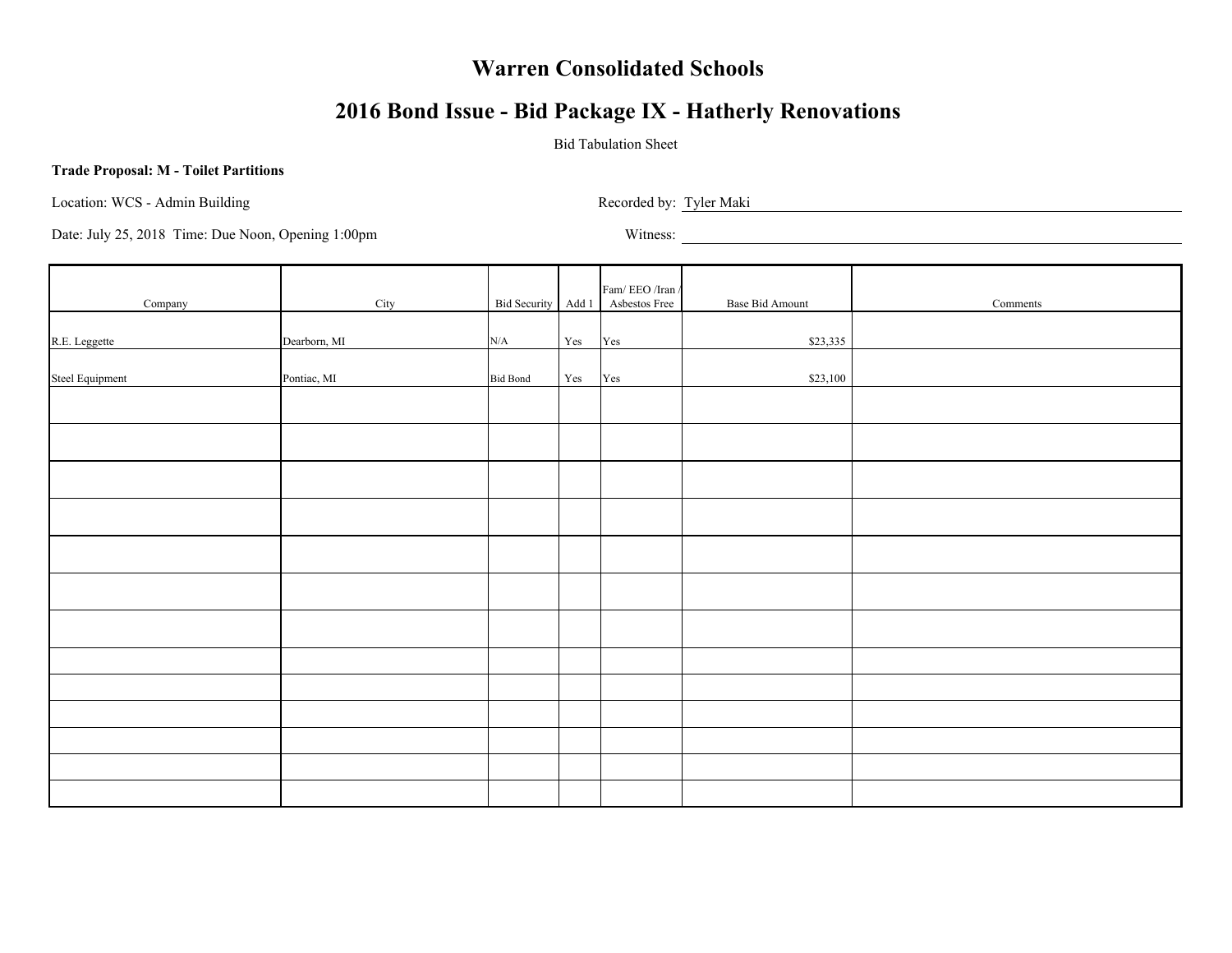# Warren Consolidated Schools

## 2016 Bond Issue - Bid Package IX - Hatherly Renovations

Bid Tabulation Sheet

**Trade Proposal: M - Toilet Partitions**

Location: WCS - Admin Building

Recorded by: Tyler Maki

Date: July 25, 2018 Time: Due Noon, Opening 1:00pm

Witness:

| Company | City | Bid Security | Add 1 | Fam/ EEO /Iran / Asbestos Free | Base Bid Amount | Comments |
|---|---|---|---|---|---|---|
| R.E. Leggette | Dearborn, MI | N/A | Yes | Yes | $23,335 | |
| Steel Equipment | Pontiac, MI | Bid Bond | Yes | Yes | $23,100 | |
| | | | | | | |
| | | | | | | |
| | | | | | | |
| | | | | | | |
| | | | | | | |
| | | | | | | |
| | | | | | | |
| | | | | | | |
| | | | | | | |
| | | | | | | |
| | | | | | | |
| | | | | | | |
| | | | | | | |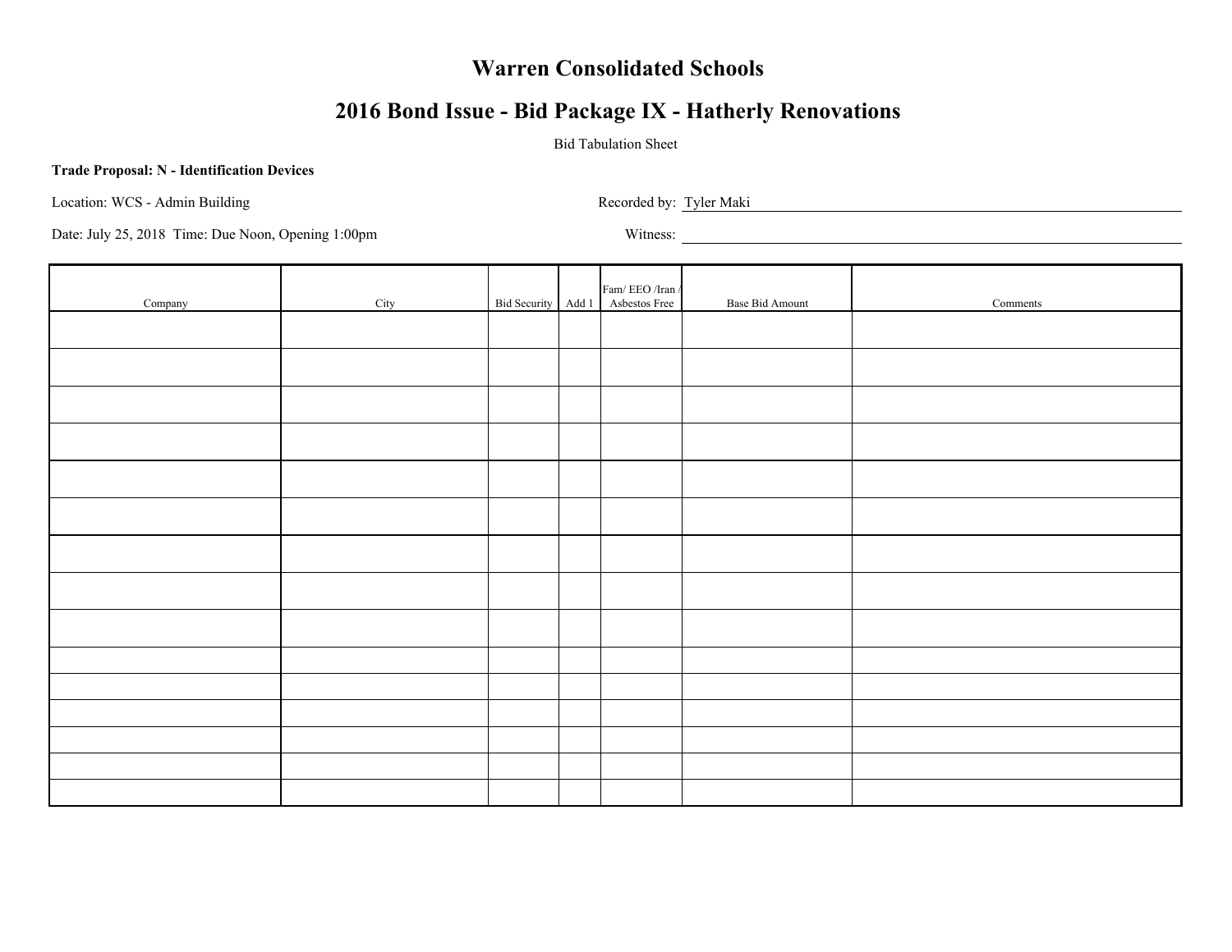# Warren Consolidated Schools

## 2016 Bond Issue - Bid Package IX - Hatherly Renovations

Bid Tabulation Sheet

**Trade Proposal: N - Identification Devices**

Location: WCS - Admin Building

Recorded by: Tyler Maki

Date: July 25, 2018 Time: Due Noon, Opening 1:00pm

Witness:

| Company | City | Bid Security | Add 1 | Fam/ EEO /Iran / Asbestos Free | Base Bid Amount | Comments |
|---|---|---|---|---|---|---|
| | | | | | | |
| | | | | | | |
| | | | | | | |
| | | | | | | |
| | | | | | | |
| | | | | | | |
| | | | | | | |
| | | | | | | |
| | | | | | | |
| | | | | | | |
| | | | | | | |
| | | | | | | |
| | | | | | | |
| | | | | | | |
| | | | | | | |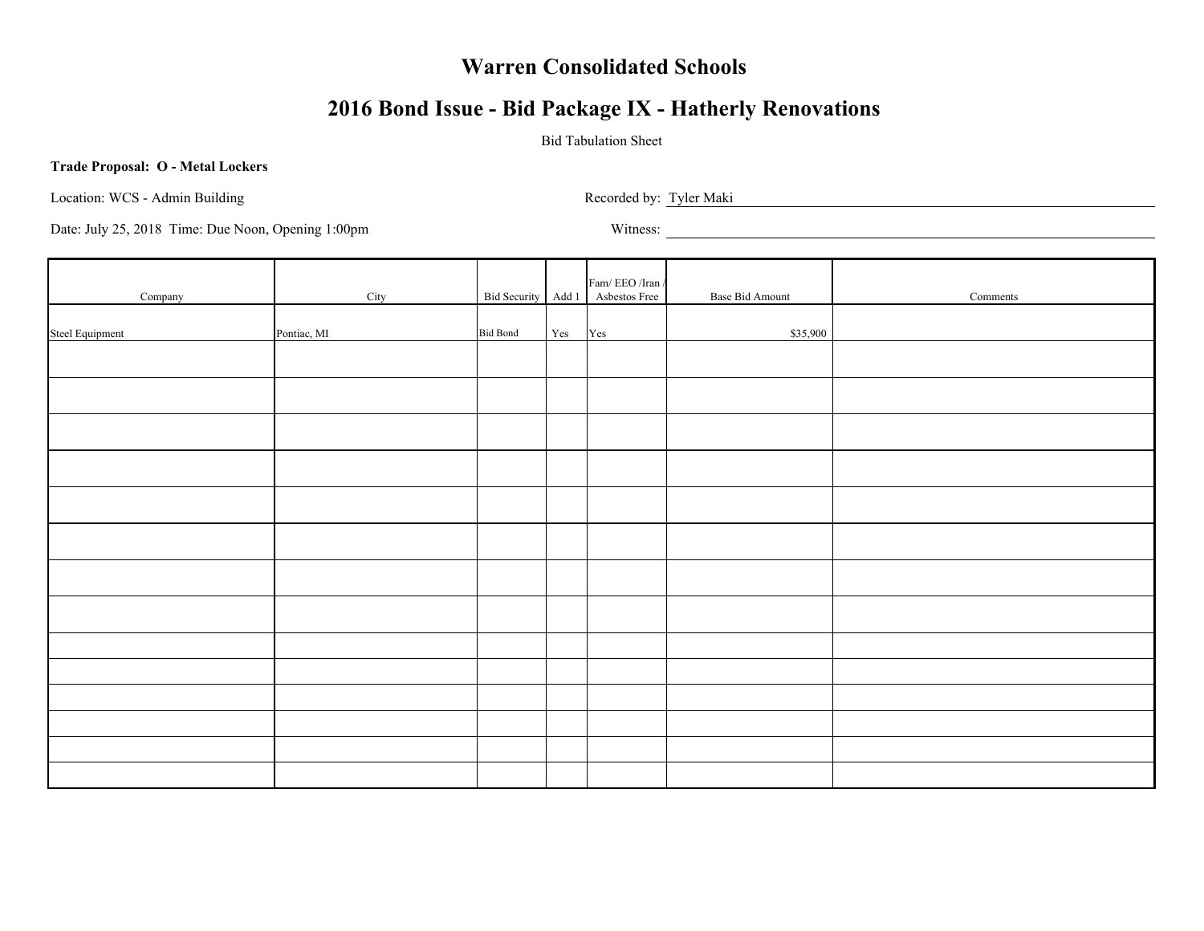# Warren Consolidated Schools

## 2016 Bond Issue - Bid Package IX - Hatherly Renovations

Bid Tabulation Sheet

**Trade Proposal: O - Metal Lockers**

Location: WCS - Admin Building

Recorded by: Tyler Maki

Date: July 25, 2018 Time: Due Noon, Opening 1:00pm

Witness:

| Company | City | Bid Security | Add 1 | Fam/ EEO /Iran / Asbestos Free | Base Bid Amount | Comments |
|---|---|---|---|---|---|---|
| Steel Equipment | Pontiac, MI | Bid Bond | Yes | Yes | $35,900 | |
| | | | | | | |
| | | | | | | |
| | | | | | | |
| | | | | | | |
| | | | | | | |
| | | | | | | |
| | | | | | | |
| | | | | | | |
| | | | | | | |
| | | | | | | |
| | | | | | | |
| | | | | | | |
| | | | | | | |
| | | | | | | |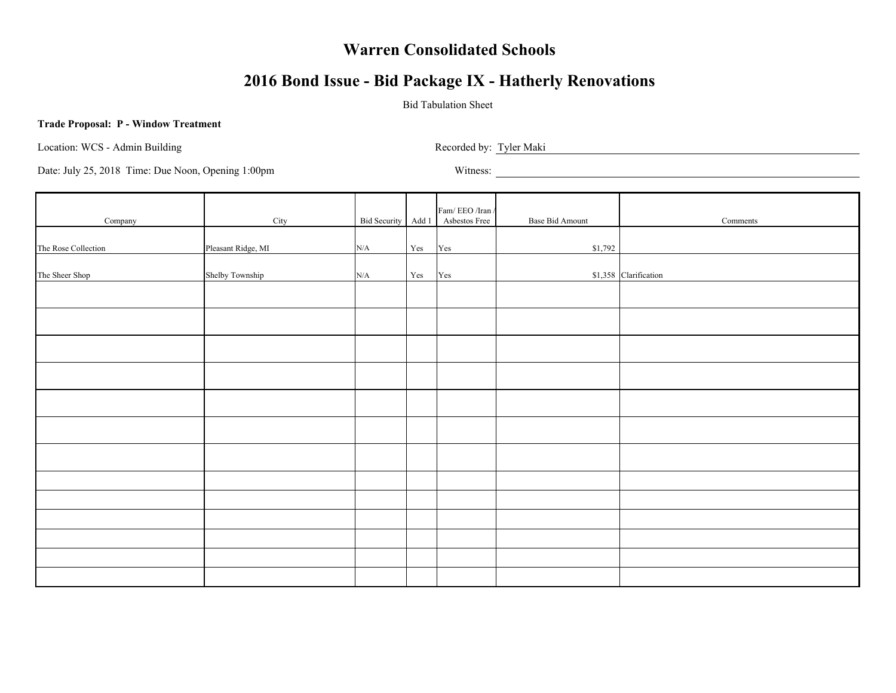# Warren Consolidated Schools

## 2016 Bond Issue - Bid Package IX - Hatherly Renovations

Bid Tabulation Sheet

**Trade Proposal: P - Window Treatment**

Location: WCS - Admin Building

Recorded by: Tyler Maki

Date: July 25, 2018 Time: Due Noon, Opening 1:00pm

Witness:

| Company | City | Bid Security | Add 1 | Fam/ EEO /Iran / Asbestos Free | Base Bid Amount | Comments |
|---|---|---|---|---|---|---|
| The Rose Collection | Pleasant Ridge, MI | N/A | Yes | Yes | $1,792 | |
| The Sheer Shop | Shelby Township | N/A | Yes | Yes | $1,358 | Clarification |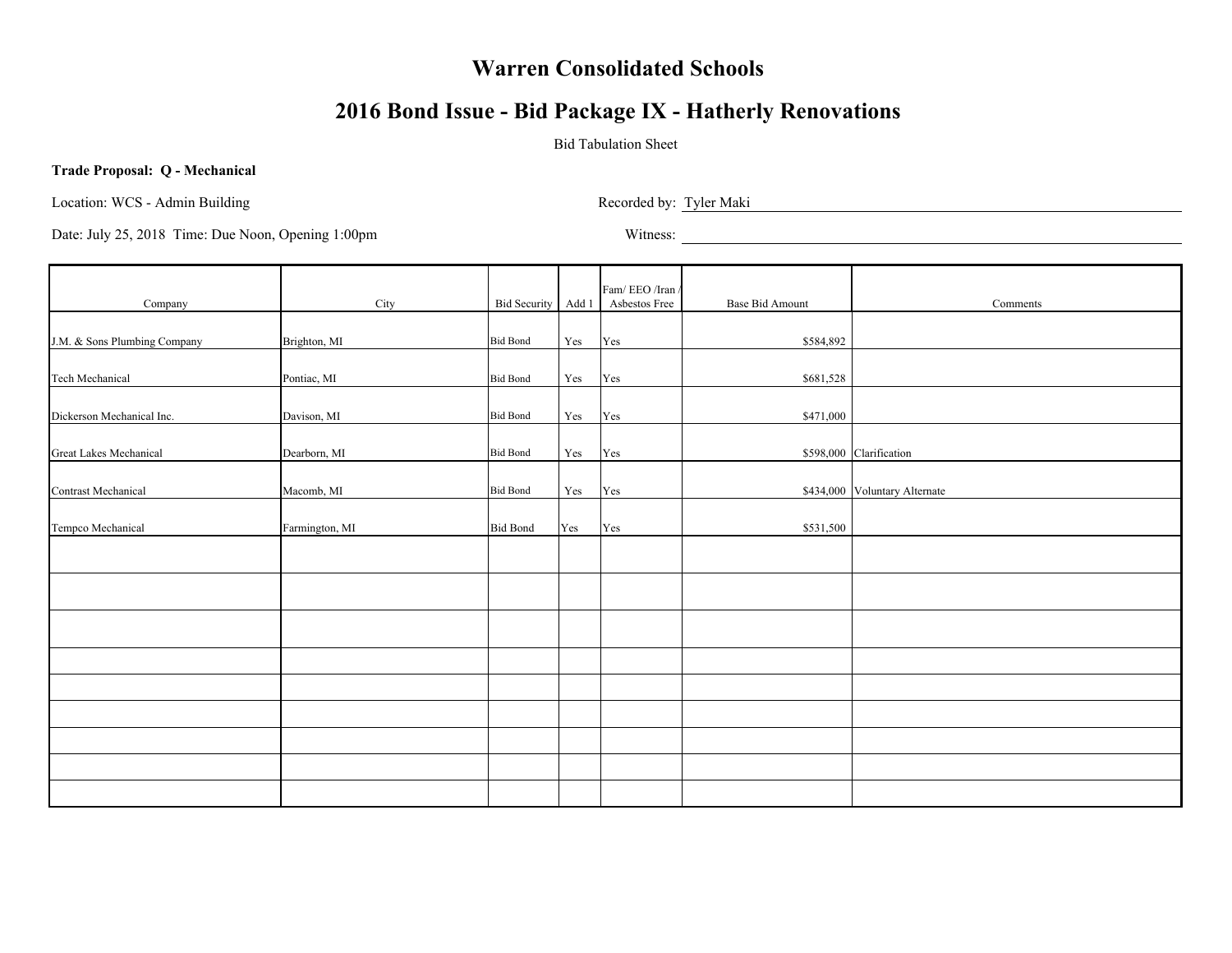# Warren Consolidated Schools

## 2016 Bond Issue - Bid Package IX - Hatherly Renovations

Bid Tabulation Sheet

**Trade Proposal: Q - Mechanical**

Location: WCS - Admin Building

Recorded by: Tyler Maki

Date: July 25, 2018 Time: Due Noon, Opening 1:00pm

Witness:

| Company | City | Bid Security | Add 1 | Fam/ EEO /Iran / Asbestos Free | Base Bid Amount | Comments |
|---|---|---|---|---|---|---|
| J.M. & Sons Plumbing Company | Brighton, MI | Bid Bond | Yes | Yes | $584,892 | |
| Tech Mechanical | Pontiac, MI | Bid Bond | Yes | Yes | $681,528 | |
| Dickerson Mechanical Inc. | Davison, MI | Bid Bond | Yes | Yes | $471,000 | |
| Great Lakes Mechanical | Dearborn, MI | Bid Bond | Yes | Yes | $598,000 | Clarification |
| Contrast Mechanical | Macomb, MI | Bid Bond | Yes | Yes | $434,000 | Voluntary Alternate |
| Tempco Mechanical | Farmington, MI | Bid Bond | Yes | Yes | $531,500 | |
| | | | | | | |
| | | | | | | |
| | | | | | | |
| | | | | | | |
| | | | | | | |
| | | | | | | |
| | | | | | | |
| | | | | | | |
| | | | | | | |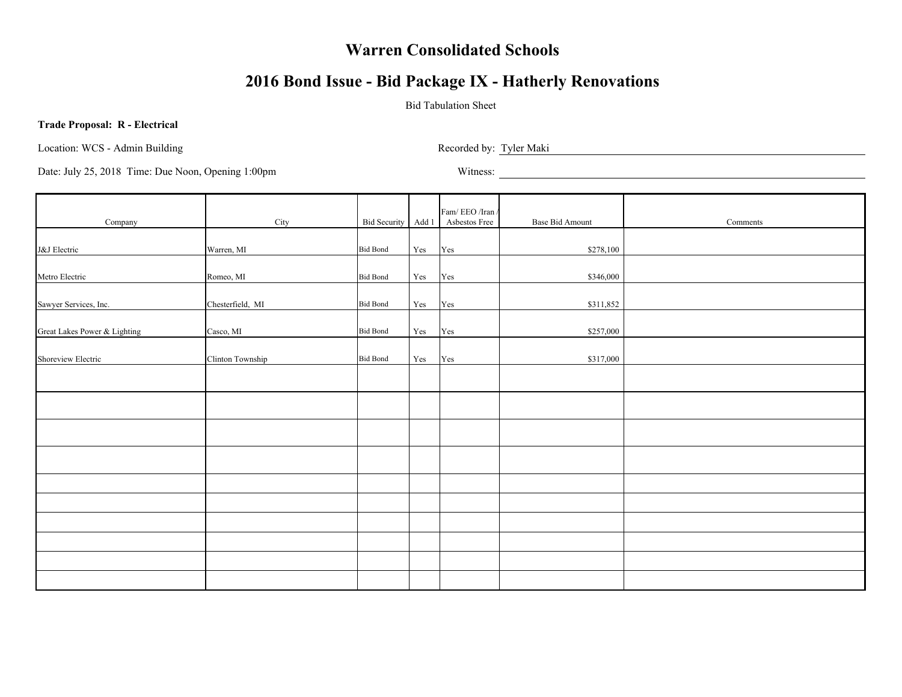# Warren Consolidated Schools

## 2016 Bond Issue - Bid Package IX - Hatherly Renovations

Bid Tabulation Sheet

**Trade Proposal: R - Electrical**

Location: WCS - Admin Building

Recorded by: Tyler Maki

Date: July 25, 2018 Time: Due Noon, Opening 1:00pm

Witness:

| Company | City | Bid Security | Add 1 | Fam/ EEO /Iran / Asbestos Free | Base Bid Amount | Comments |
|---|---|---|---|---|---|---|
| J&J Electric | Warren, MI | Bid Bond | Yes | Yes | $278,100 | |
| Metro Electric | Romeo, MI | Bid Bond | Yes | Yes | $346,000 | |
| Sawyer Services, Inc. | Chesterfield, MI | Bid Bond | Yes | Yes | $311,852 | |
| Great Lakes Power & Lighting | Casco, MI | Bid Bond | Yes | Yes | $257,000 | |
| Shoreview Electric | Clinton Township | Bid Bond | Yes | Yes | $317,000 | |
| | | | | | | |
| | | | | | | |
| | | | | | | |
| | | | | | | |
| | | | | | | |
| | | | | | | |
| | | | | | | |
| | | | | | | |
| | | | | | | |
| | | | | | | |